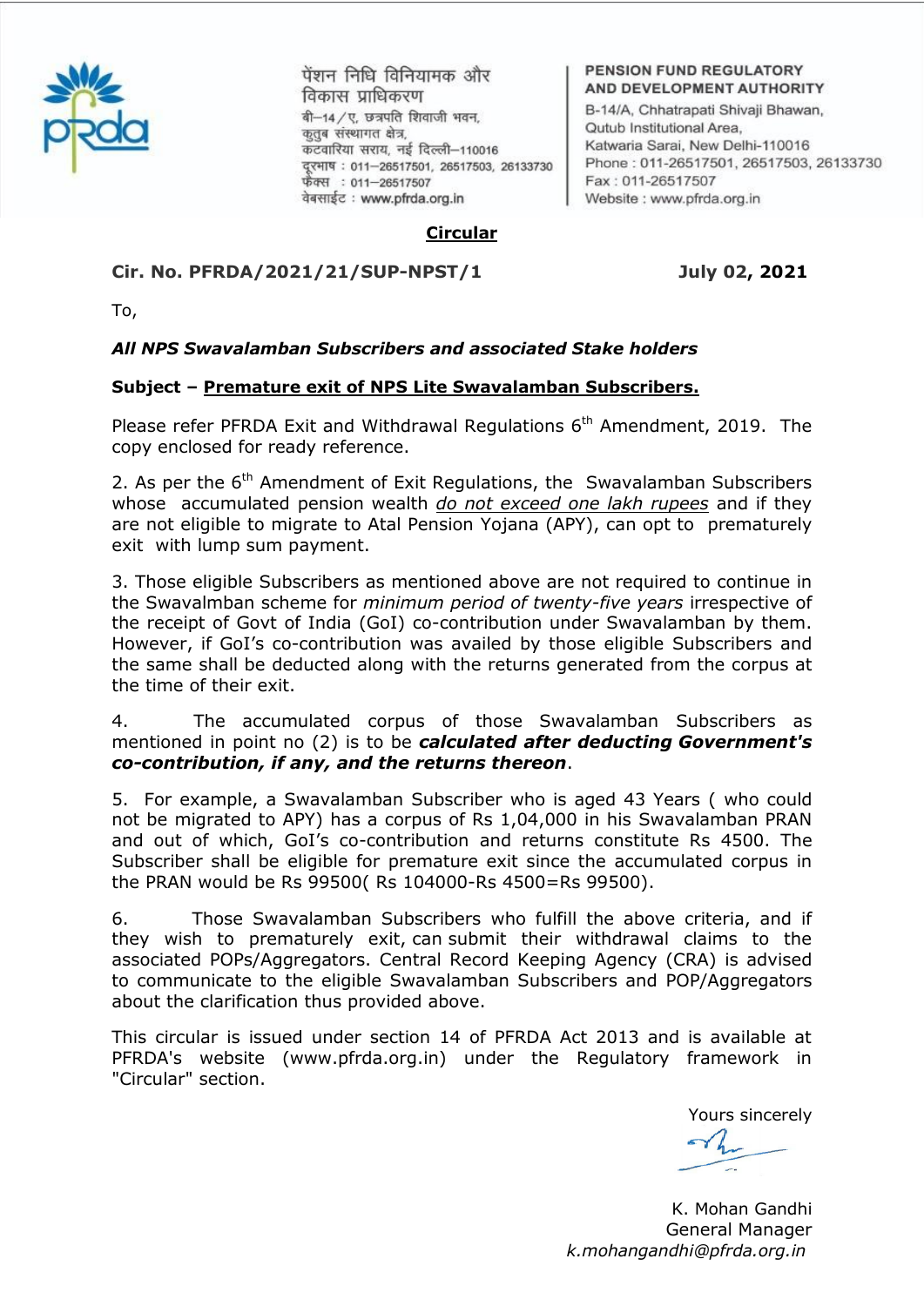पेंशन निधि विनियामक और विकास प्राधिकरण
बी–14/ए, छत्रपति शिवाजी भवन,
कुतुब संस्थागत क्षेत्र,
कटवारिया सराय, नई दिल्ली–110016
दूरभाष : 011–26517501, 26517503, 26133730
फैक्स : 011–26517507
वेबसाईट : www.pfrda.org.in

**PENSION FUND REGULATORY AND DEVELOPMENT AUTHORITY**
B-14/A, Chhatrapati Shivaji Bhawan,
Qutub Institutional Area,
Katwaria Sarai, New Delhi-110016
Phone : 011-26517501, 26517503, 26133730
Fax : 011-26517507
Website : www.pfrda.org.in

## <u>Circular</u>

**Cir. No. PFRDA/2021/21/SUP-NPST/1** **July 02, 2021**

To,

***All NPS Swavalamban Subscribers and associated Stake holders***

**Subject – <u>Premature exit of NPS Lite Swavalamban Subscribers.</u>**

Please refer PFRDA Exit and Withdrawal Regulations 6th Amendment, 2019. The copy enclosed for ready reference.

2. As per the 6th Amendment of Exit Regulations, the Swavalamban Subscribers whose accumulated pension wealth <u>*do not exceed one lakh rupees*</u> and if they are not eligible to migrate to Atal Pension Yojana (APY), can opt to prematurely exit with lump sum payment.

3. Those eligible Subscribers as mentioned above are not required to continue in the Swavalmban scheme for *minimum period of twenty-five years* irrespective of the receipt of Govt of India (GoI) co-contribution under Swavalamban by them. However, if GoI's co-contribution was availed by those eligible Subscribers and the same shall be deducted along with the returns generated from the corpus at the time of their exit.

4. The accumulated corpus of those Swavalamban Subscribers as mentioned in point no (2) is to be ***calculated after deducting Government's co-contribution, if any, and the returns thereon***.

5. For example, a Swavalamban Subscriber who is aged 43 Years ( who could not be migrated to APY) has a corpus of Rs 1,04,000 in his Swavalamban PRAN and out of which, GoI's co-contribution and returns constitute Rs 4500. The Subscriber shall be eligible for premature exit since the accumulated corpus in the PRAN would be Rs 99500( Rs 104000-Rs 4500=Rs 99500).

6. Those Swavalamban Subscribers who fulfill the above criteria, and if they wish to prematurely exit, can submit their withdrawal claims to the associated POPs/Aggregators. Central Record Keeping Agency (CRA) is advised to communicate to the eligible Swavalamban Subscribers and POP/Aggregators about the clarification thus provided above.

This circular is issued under section 14 of PFRDA Act 2013 and is available at PFRDA's website (www.pfrda.org.in) under the Regulatory framework in "Circular" section.

Yours sincerely

K. Mohan Gandhi
General Manager
*k.mohangandhi@pfrda.org.in*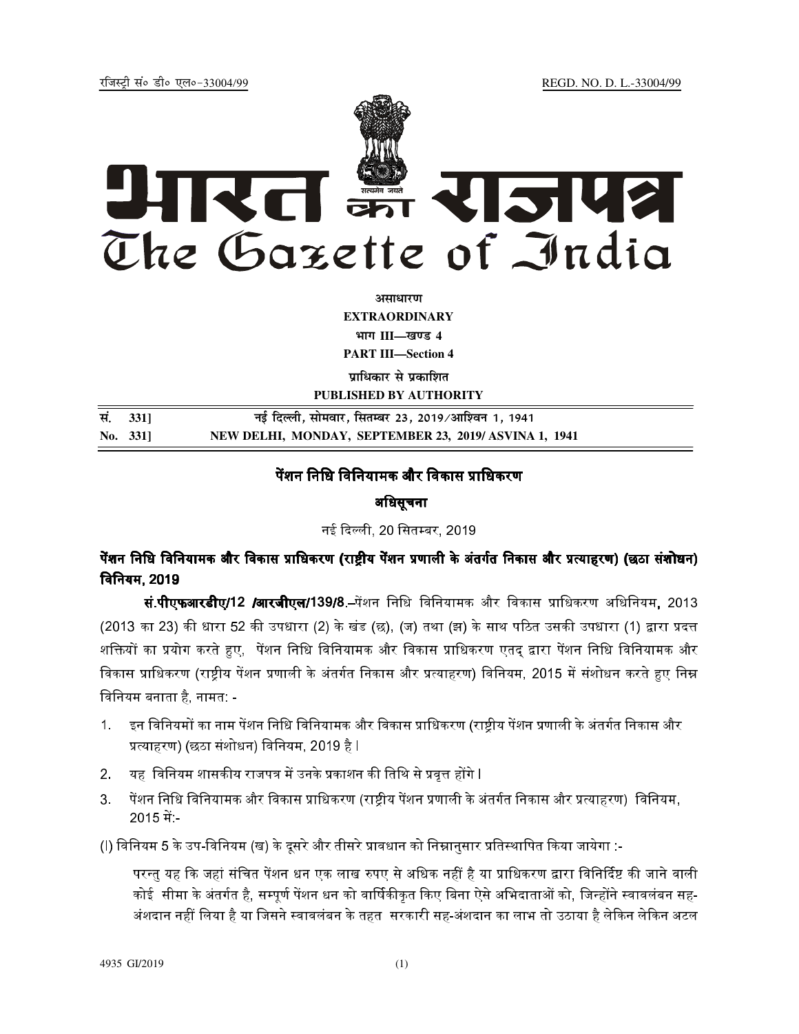असाधारण

**EXTRAORDINARY**

भाग III—खण्ड 4

**PART III—Section 4**

प्राधिकार से प्रकाशित

**PUBLISHED BY AUTHORITY**

| | |
|---|---|
| सं. 331] | नई दिल्ली, सोमवार, सितम्बर 23, 2019/आश्विन 1, 1941 |
| No. 331] | NEW DELHI, MONDAY, SEPTEMBER 23, 2019/ ASVINA 1, 1941 |

## पेंशन निधि विनियामक और विकास प्राधिकरण

### अधिसूचना

नई दिल्ली, 20 सितम्बर, 2019

### पेंशन निधि विनियामक और विकास प्राधिकरण (राष्ट्रीय पेंशन प्रणाली के अंतर्गत निकास और प्रत्याहरण) (छठा संशोधन) विनियम, 2019

**सं.पीएफआरडीए/12 /आरजीएल/139/8.**–पेंशन निधि विनियामक और विकास प्राधिकरण अधिनियम, 2013 (2013 का 23) की धारा 52 की उपधारा (2) के खंड (छ), (ज) तथा (झ) के साथ पठित उसकी उपधारा (1) द्वारा प्रदत्त शक्तियों का प्रयोग करते हुए, पेंशन निधि विनियामक और विकास प्राधिकरण एतद् द्वारा पेंशन निधि विनियामक और विकास प्राधिकरण (राष्ट्रीय पेंशन प्रणाली के अंतर्गत निकास और प्रत्याहरण) विनियम, 2015 में संशोधन करते हुए निम्न विनियम बनाता है, नामत: -

1. इन विनियमों का नाम पेंशन निधि विनियामक और विकास प्राधिकरण (राष्ट्रीय पेंशन प्रणाली के अंतर्गत निकास और प्रत्याहरण) (छठा संशोधन) विनियम, 2019 है।
2. यह विनियम शासकीय राजपत्र में उनके प्रकाशन की तिथि से प्रवृत्त होंगे।
3. पेंशन निधि विनियामक और विकास प्राधिकरण (राष्ट्रीय पेंशन प्रणाली के अंतर्गत निकास और प्रत्याहरण) विनियम, 2015 में:-

(I) विनियम 5 के उप-विनियम (ख) के दूसरे और तीसरे प्रावधान को निम्नानुसार प्रतिस्थापित किया जायेगा :-

परन्तु यह कि जहां संचित पेंशन धन एक लाख रुपए से अधिक नहीं है या प्राधिकरण द्वारा विनिर्दिष्ट की जाने वाली कोई सीमा के अंतर्गत है, सम्पूर्ण पेंशन धन को वार्षिकीकृत किए बिना ऐसे अभिदाताओं को, जिन्होंने स्वावलंबन सह-अंशदान नहीं लिया है या जिसने स्वावलंबन के तहत सरकारी सह-अंशदान का लाभ तो उठाया है लेकिन लेकिन अटल

4935 GI/2019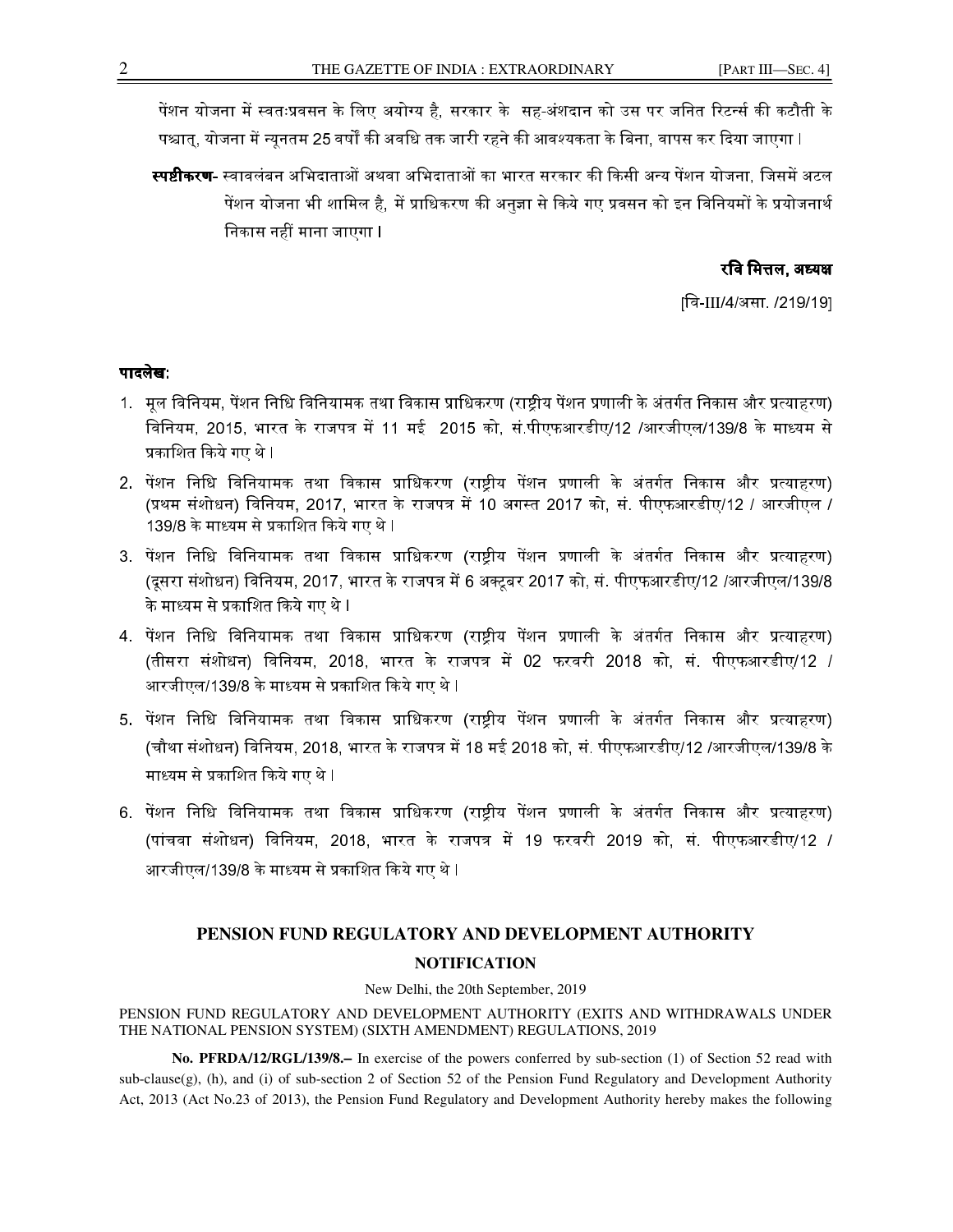पेंशन योजना में स्वतःप्रवसन के लिए अयोग्य है, सरकार के सह-अंशदान को उस पर जनित रिटर्न्स की कटौती के पश्चात्, योजना में न्यूनतम 25 वर्षों की अवधि तक जारी रहने की आवश्यकता के बिना, वापस कर दिया जाएगा।

**स्पष्टीकरण-** स्वावलंबन अभिदाताओं अथवा अभिदाताओं का भारत सरकार की किसी अन्य पेंशन योजना, जिसमें अटल पेंशन योजना भी शामिल है, में प्राधिकरण की अनुज्ञा से किये गए प्रवसन को इन विनियमों के प्रयोजनार्थ निकास नहीं माना जाएगा।

**रवि मित्तल, अध्यक्ष**

[वि-III/4/असा. /219/19]

**पादलेख:**

1. मूल विनियम, पेंशन निधि विनियामक तथा विकास प्राधिकरण (राष्ट्रीय पेंशन प्रणाली के अंतर्गत निकास और प्रत्याहरण) विनियम, 2015, भारत के राजपत्र में 11 मई 2015 को, सं.पीएफआरडीए/12 /आरजीएल/139/8 के माध्यम से प्रकाशित किये गए थे।
2. पेंशन निधि विनियामक तथा विकास प्राधिकरण (राष्ट्रीय पेंशन प्रणाली के अंतर्गत निकास और प्रत्याहरण) (प्रथम संशोधन) विनियम, 2017, भारत के राजपत्र में 10 अगस्त 2017 को, सं. पीएफआरडीए/12 / आरजीएल / 139/8 के माध्यम से प्रकाशित किये गए थे।
3. पेंशन निधि विनियामक तथा विकास प्राधिकरण (राष्ट्रीय पेंशन प्रणाली के अंतर्गत निकास और प्रत्याहरण) (दूसरा संशोधन) विनियम, 2017, भारत के राजपत्र में 6 अक्टूबर 2017 को, सं. पीएफआरडीए/12 /आरजीएल/139/8 के माध्यम से प्रकाशित किये गए थे।
4. पेंशन निधि विनियामक तथा विकास प्राधिकरण (राष्ट्रीय पेंशन प्रणाली के अंतर्गत निकास और प्रत्याहरण) (तीसरा संशोधन) विनियम, 2018, भारत के राजपत्र में 02 फरवरी 2018 को, सं. पीएफआरडीए/12 / आरजीएल/139/8 के माध्यम से प्रकाशित किये गए थे।
5. पेंशन निधि विनियामक तथा विकास प्राधिकरण (राष्ट्रीय पेंशन प्रणाली के अंतर्गत निकास और प्रत्याहरण) (चौथा संशोधन) विनियम, 2018, भारत के राजपत्र में 18 मई 2018 को, सं. पीएफआरडीए/12 /आरजीएल/139/8 के माध्यम से प्रकाशित किये गए थे।
6. पेंशन निधि विनियामक तथा विकास प्राधिकरण (राष्ट्रीय पेंशन प्रणाली के अंतर्गत निकास और प्रत्याहरण) (पांचवा संशोधन) विनियम, 2018, भारत के राजपत्र में 19 फरवरी 2019 को, सं. पीएफआरडीए/12 / आरजीएल/139/8 के माध्यम से प्रकाशित किये गए थे।

## PENSION FUND REGULATORY AND DEVELOPMENT AUTHORITY

### NOTIFICATION

New Delhi, the 20th September, 2019

PENSION FUND REGULATORY AND DEVELOPMENT AUTHORITY (EXITS AND WITHDRAWALS UNDER THE NATIONAL PENSION SYSTEM) (SIXTH AMENDMENT) REGULATIONS, 2019

**No. PFRDA/12/RGL/139/8.–** In exercise of the powers conferred by sub-section (1) of Section 52 read with sub-clause(g), (h), and (i) of sub-section 2 of Section 52 of the Pension Fund Regulatory and Development Authority Act, 2013 (Act No.23 of 2013), the Pension Fund Regulatory and Development Authority hereby makes the following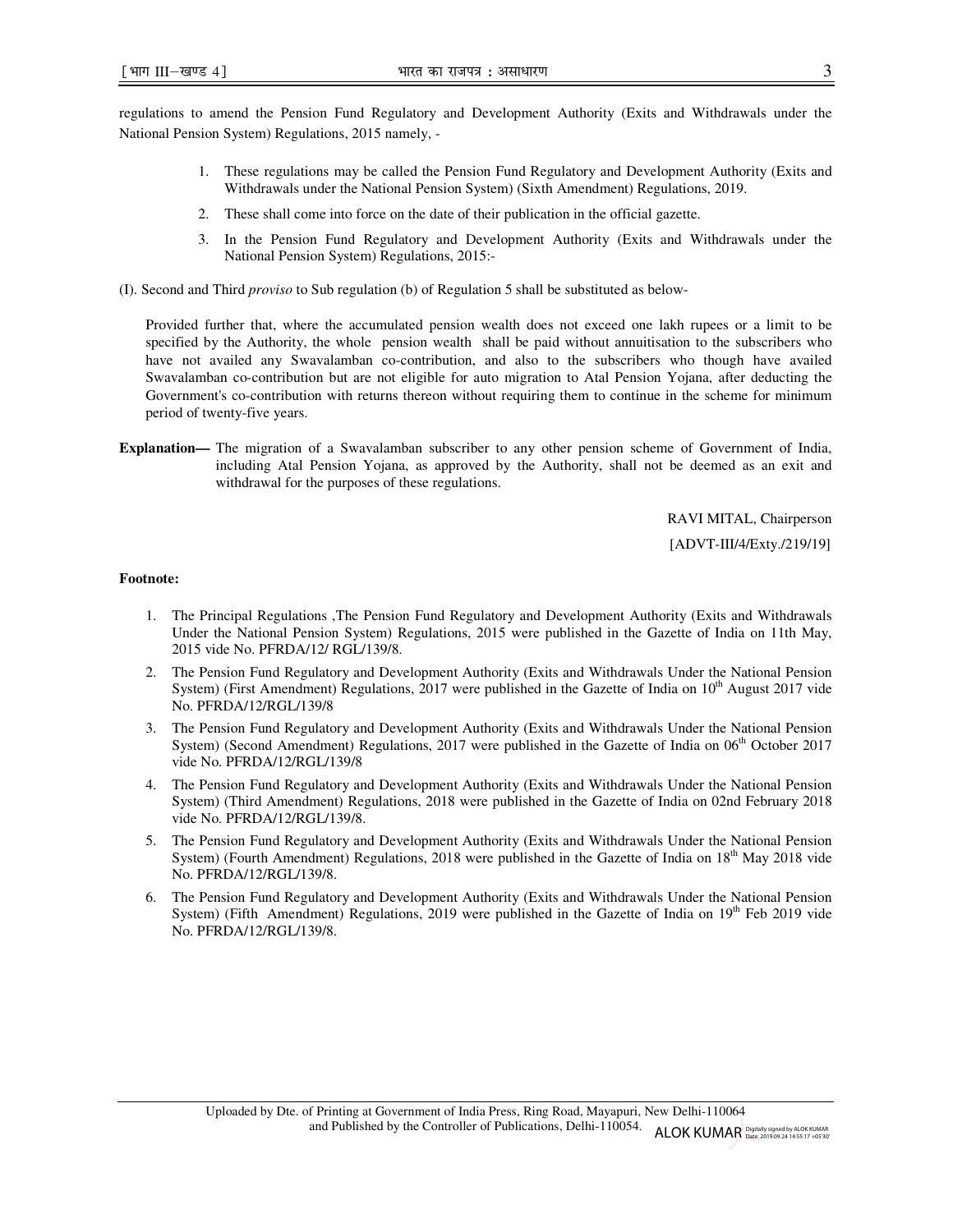regulations to amend the Pension Fund Regulatory and Development Authority (Exits and Withdrawals under the National Pension System) Regulations, 2015 namely, -

1. These regulations may be called the Pension Fund Regulatory and Development Authority (Exits and Withdrawals under the National Pension System) (Sixth Amendment) Regulations, 2019.
2. These shall come into force on the date of their publication in the official gazette.
3. In the Pension Fund Regulatory and Development Authority (Exits and Withdrawals under the National Pension System) Regulations, 2015:-

(I). Second and Third *proviso* to Sub regulation (b) of Regulation 5 shall be substituted as below-

Provided further that, where the accumulated pension wealth does not exceed one lakh rupees or a limit to be specified by the Authority, the whole pension wealth shall be paid without annuitisation to the subscribers who have not availed any Swavalamban co-contribution, and also to the subscribers who though have availed Swavalamban co-contribution but are not eligible for auto migration to Atal Pension Yojana, after deducting the Government's co-contribution with returns thereon without requiring them to continue in the scheme for minimum period of twenty-five years.

**Explanation—** The migration of a Swavalamban subscriber to any other pension scheme of Government of India, including Atal Pension Yojana, as approved by the Authority, shall not be deemed as an exit and withdrawal for the purposes of these regulations.

RAVI MITAL, Chairperson

[ADVT-III/4/Exty./219/19]

**Footnote:**

1. The Principal Regulations ,The Pension Fund Regulatory and Development Authority (Exits and Withdrawals Under the National Pension System) Regulations, 2015 were published in the Gazette of India on 11th May, 2015 vide No. PFRDA/12/ RGL/139/8.
2. The Pension Fund Regulatory and Development Authority (Exits and Withdrawals Under the National Pension System) (First Amendment) Regulations, 2017 were published in the Gazette of India on 10th August 2017 vide No. PFRDA/12/RGL/139/8
3. The Pension Fund Regulatory and Development Authority (Exits and Withdrawals Under the National Pension System) (Second Amendment) Regulations, 2017 were published in the Gazette of India on 06th October 2017 vide No. PFRDA/12/RGL/139/8
4. The Pension Fund Regulatory and Development Authority (Exits and Withdrawals Under the National Pension System) (Third Amendment) Regulations, 2018 were published in the Gazette of India on 02nd February 2018 vide No. PFRDA/12/RGL/139/8.
5. The Pension Fund Regulatory and Development Authority (Exits and Withdrawals Under the National Pension System) (Fourth Amendment) Regulations, 2018 were published in the Gazette of India on 18th May 2018 vide No. PFRDA/12/RGL/139/8.
6. The Pension Fund Regulatory and Development Authority (Exits and Withdrawals Under the National Pension System) (Fifth Amendment) Regulations, 2019 were published in the Gazette of India on 19th Feb 2019 vide No. PFRDA/12/RGL/139/8.

Uploaded by Dte. of Printing at Government of India Press, Ring Road, Mayapuri, New Delhi-110064 and Published by the Controller of Publications, Delhi-110054. ALOK KUMAR Digitally signed by ALOK KUMAR Date: 2019.09.24 14:55:17 +05'30'